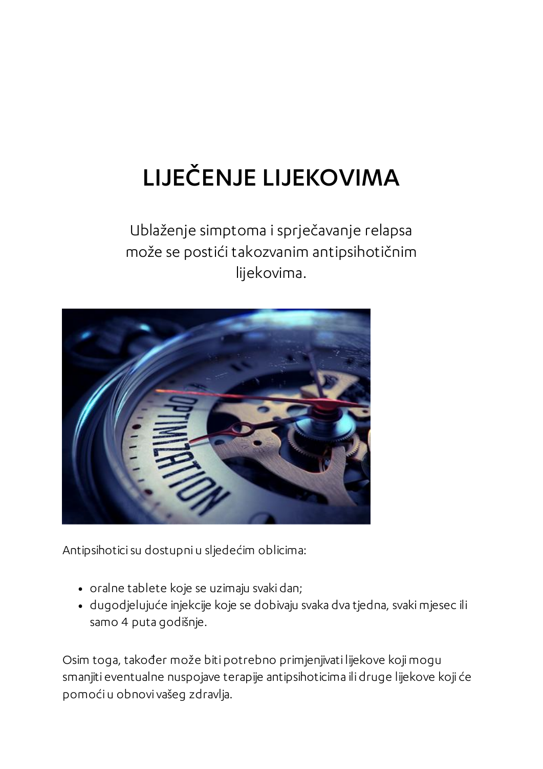# LIJEČENJE LIJEKOVIMA

Ublaženje simptoma i sprječavanje relapsa može se postići takozvanim antipsihotičnim lijekovima.

Antipsihotici su dostupni u sljedećim oblicima:

- oralne tablete koje se uzimaju svaki dan;
- dugodjelujuće injekcije koje se dobivaju svaka dva tjedna, svaki mjesec ili samo 4 puta godišnje.

Osim toga, također može biti potrebno primjenjivati lijekove koji mogu smanjiti eventualne nuspojave terapije antipsihoticima ili druge lijekove koji će pomoći u obnovi vašeg zdravlja.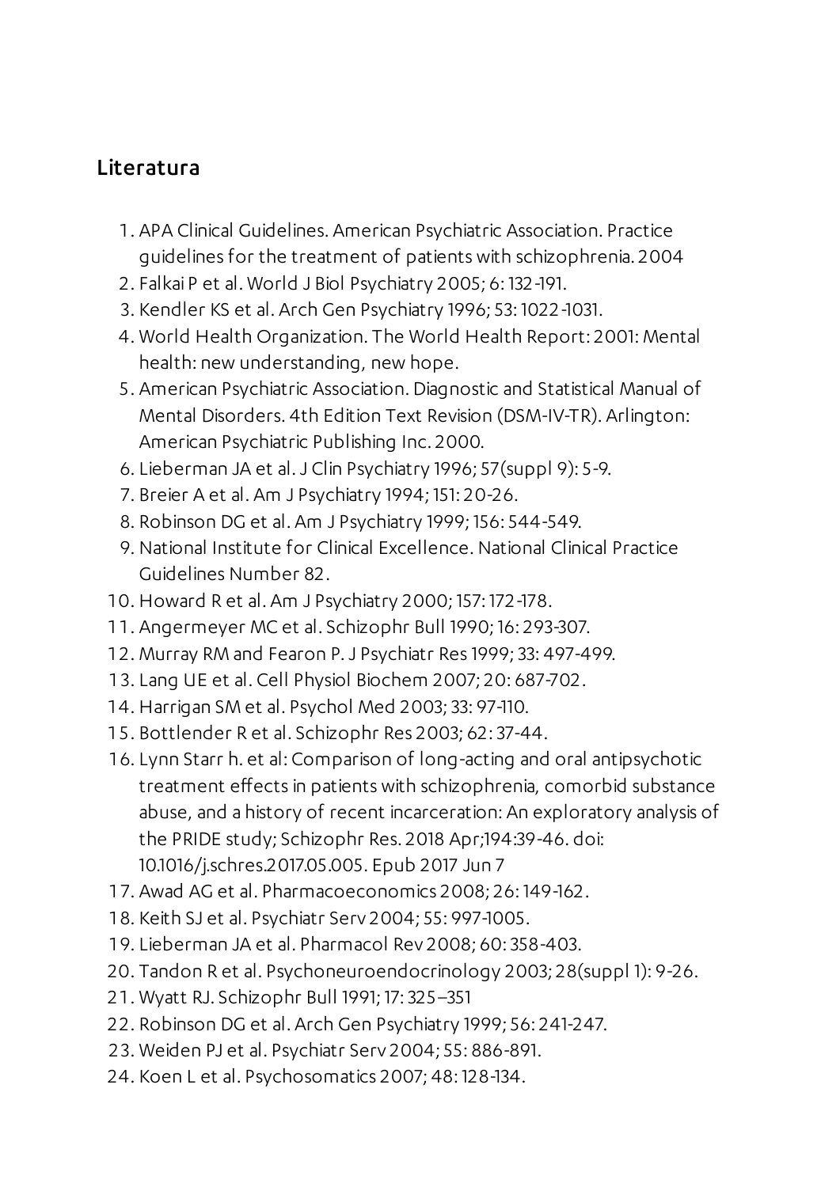## Literatura

1. APA Clinical Guidelines. American Psychiatric Association. Practice guidelines for the treatment of patients with schizophrenia. 2004
2. Falkai P et al. World J Biol Psychiatry 2005; 6: 132-191.
3. Kendler KS et al. Arch Gen Psychiatry 1996; 53: 1022-1031.
4. World Health Organization. The World Health Report: 2001: Mental health: new understanding, new hope.
5. American Psychiatric Association. Diagnostic and Statistical Manual of Mental Disorders. 4th Edition Text Revision (DSM-IV-TR). Arlington: American Psychiatric Publishing Inc. 2000.
6. Lieberman JA et al. J Clin Psychiatry 1996; 57(suppl 9): 5-9.
7. Breier A et al. Am J Psychiatry 1994; 151: 20-26.
8. Robinson DG et al. Am J Psychiatry 1999; 156: 544-549.
9. National Institute for Clinical Excellence. National Clinical Practice Guidelines Number 82.
10. Howard R et al. Am J Psychiatry 2000; 157: 172-178.
11. Angermeyer MC et al. Schizophr Bull 1990; 16: 293-307.
12. Murray RM and Fearon P. J Psychiatr Res 1999; 33: 497-499.
13. Lang UE et al. Cell Physiol Biochem 2007; 20: 687-702.
14. Harrigan SM et al. Psychol Med 2003; 33: 97-110.
15. Bottlender R et al. Schizophr Res 2003; 62: 37-44.
16. Lynn Starr h. et al: Comparison of long-acting and oral antipsychotic treatment effects in patients with schizophrenia, comorbid substance abuse, and a history of recent incarceration: An exploratory analysis of the PRIDE study; Schizophr Res. 2018 Apr;194:39-46. doi: 10.1016/j.schres.2017.05.005. Epub 2017 Jun 7
17. Awad AG et al. Pharmacoeconomics 2008; 26: 149-162.
18. Keith SJ et al. Psychiatr Serv 2004; 55: 997-1005.
19. Lieberman JA et al. Pharmacol Rev 2008; 60: 358-403.
20. Tandon R et al. Psychoneuroendocrinology 2003; 28(suppl 1): 9-26.
21. Wyatt RJ. Schizophr Bull 1991; 17: 325–351
22. Robinson DG et al. Arch Gen Psychiatry 1999; 56: 241-247.
23. Weiden PJ et al. Psychiatr Serv 2004; 55: 886-891.
24. Koen L et al. Psychosomatics 2007; 48: 128-134.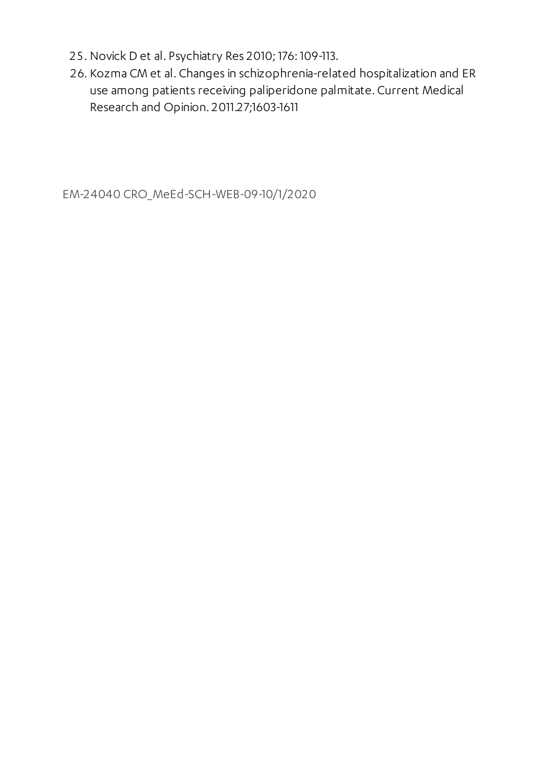25. Novick D et al. Psychiatry Res 2010; 176: 109-113.
26. Kozma CM et al. Changes in schizophrenia-related hospitalization and ER use among patients receiving paliperidone palmitate. Current Medical Research and Opinion. 2011.27;1603-1611

EM-24040 CRO_MeEd-SCH-WEB-09-10/1/2020